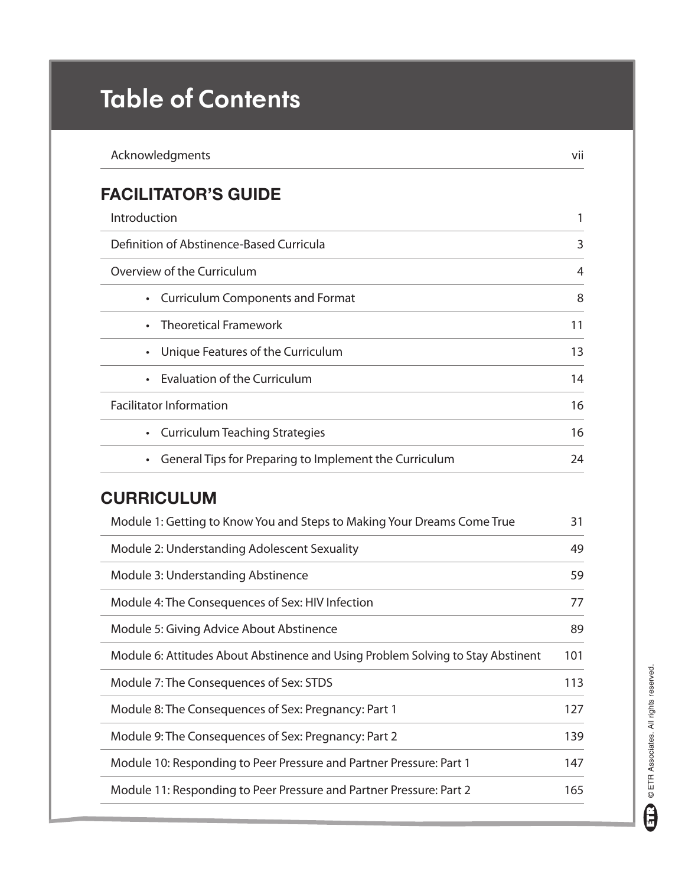# Table of Contents

| | |
|---|---|
| Acknowledgments | vii |

## FACILITATOR'S GUIDE

| | |
|---|---|
| Introduction | 1 |
| Definition of Abstinence-Based Curricula | 3 |
| Overview of the Curriculum | 4 |
| • Curriculum Components and Format | 8 |
| • Theoretical Framework | 11 |
| • Unique Features of the Curriculum | 13 |
| • Evaluation of the Curriculum | 14 |
| Facilitator Information | 16 |
| • Curriculum Teaching Strategies | 16 |
| • General Tips for Preparing to Implement the Curriculum | 24 |

## CURRICULUM

| | |
|---|---|
| Module 1: Getting to Know You and Steps to Making Your Dreams Come True | 31 |
| Module 2: Understanding Adolescent Sexuality | 49 |
| Module 3: Understanding Abstinence | 59 |
| Module 4: The Consequences of Sex: HIV Infection | 77 |
| Module 5: Giving Advice About Abstinence | 89 |
| Module 6: Attitudes About Abstinence and Using Problem Solving to Stay Abstinent | 101 |
| Module 7: The Consequences of Sex: STDS | 113 |
| Module 8: The Consequences of Sex: Pregnancy: Part 1 | 127 |
| Module 9: The Consequences of Sex: Pregnancy: Part 2 | 139 |
| Module 10: Responding to Peer Pressure and Partner Pressure: Part 1 | 147 |
| Module 11: Responding to Peer Pressure and Partner Pressure: Part 2 | 165 |

© ETR Associates. All rights reserved.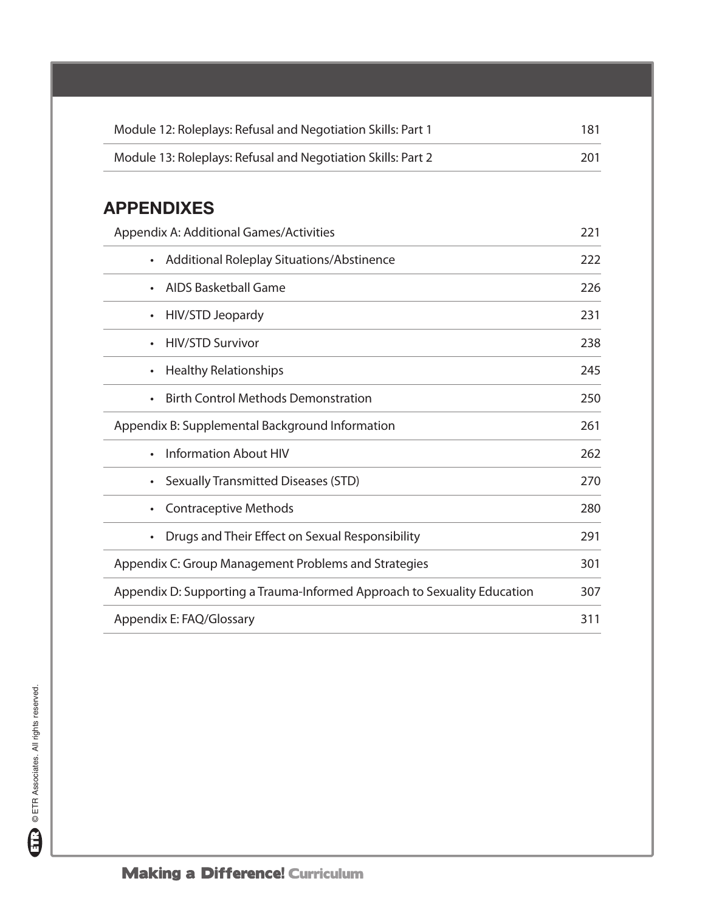| | |
|---|---|
| Module 12: Roleplays: Refusal and Negotiation Skills: Part 1 | 181 |
| Module 13: Roleplays: Refusal and Negotiation Skills: Part 2 | 201 |

## APPENDIXES

| | |
|---|---|
| Appendix A: Additional Games/Activities | 221 |
| • Additional Roleplay Situations/Abstinence | 222 |
| • AIDS Basketball Game | 226 |
| • HIV/STD Jeopardy | 231 |
| • HIV/STD Survivor | 238 |
| • Healthy Relationships | 245 |
| • Birth Control Methods Demonstration | 250 |
| Appendix B: Supplemental Background Information | 261 |
| • Information About HIV | 262 |
| • Sexually Transmitted Diseases (STD) | 270 |
| • Contraceptive Methods | 280 |
| • Drugs and Their Effect on Sexual Responsibility | 291 |
| Appendix C: Group Management Problems and Strategies | 301 |
| Appendix D: Supporting a Trauma-Informed Approach to Sexuality Education | 307 |
| Appendix E: FAQ/Glossary | 311 |